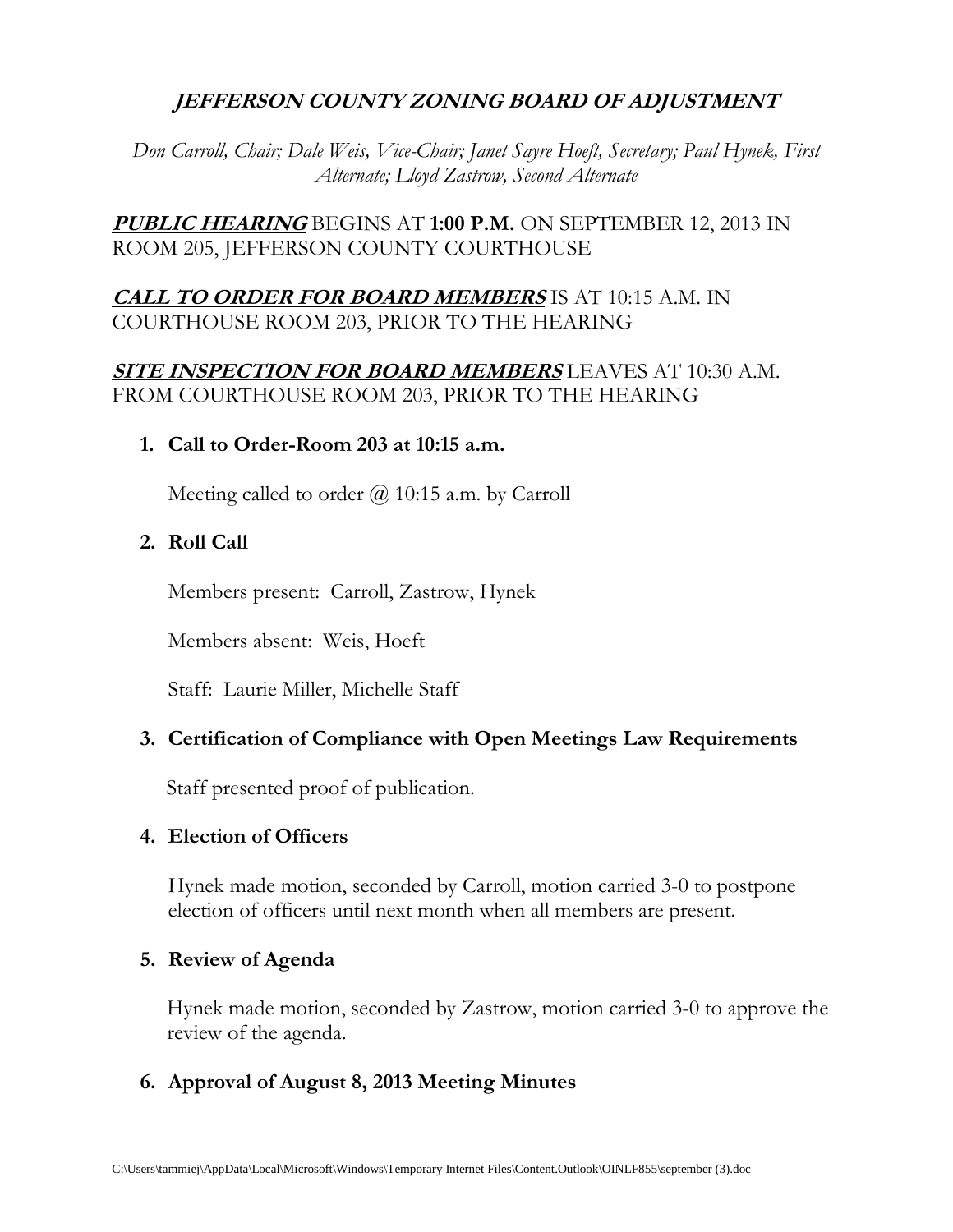# *JEFFERSON COUNTY ZONING BOARD OF ADJUSTMENT*

*Don Carroll, Chair; Dale Weis, Vice-Chair; Janet Sayre Hoeft, Secretary; Paul Hynek, First Alternate; Lloyd Zastrow, Second Alternate*

***PUBLIC HEARING*** BEGINS AT **1:00 P.M.** ON SEPTEMBER 12, 2013 IN ROOM 205, JEFFERSON COUNTY COURTHOUSE

***CALL TO ORDER FOR BOARD MEMBERS*** IS AT 10:15 A.M. IN COURTHOUSE ROOM 203, PRIOR TO THE HEARING

***SITE INSPECTION FOR BOARD MEMBERS*** LEAVES AT 10:30 A.M. FROM COURTHOUSE ROOM 203, PRIOR TO THE HEARING

1. **Call to Order-Room 203 at 10:15 a.m.**

   Meeting called to order @ 10:15 a.m. by Carroll

2. **Roll Call**

   Members present: Carroll, Zastrow, Hynek

   Members absent: Weis, Hoeft

   Staff: Laurie Miller, Michelle Staff

3. **Certification of Compliance with Open Meetings Law Requirements**

   Staff presented proof of publication.

4. **Election of Officers**

   Hynek made motion, seconded by Carroll, motion carried 3-0 to postpone election of officers until next month when all members are present.

5. **Review of Agenda**

   Hynek made motion, seconded by Zastrow, motion carried 3-0 to approve the review of the agenda.

6. **Approval of August 8, 2013 Meeting Minutes**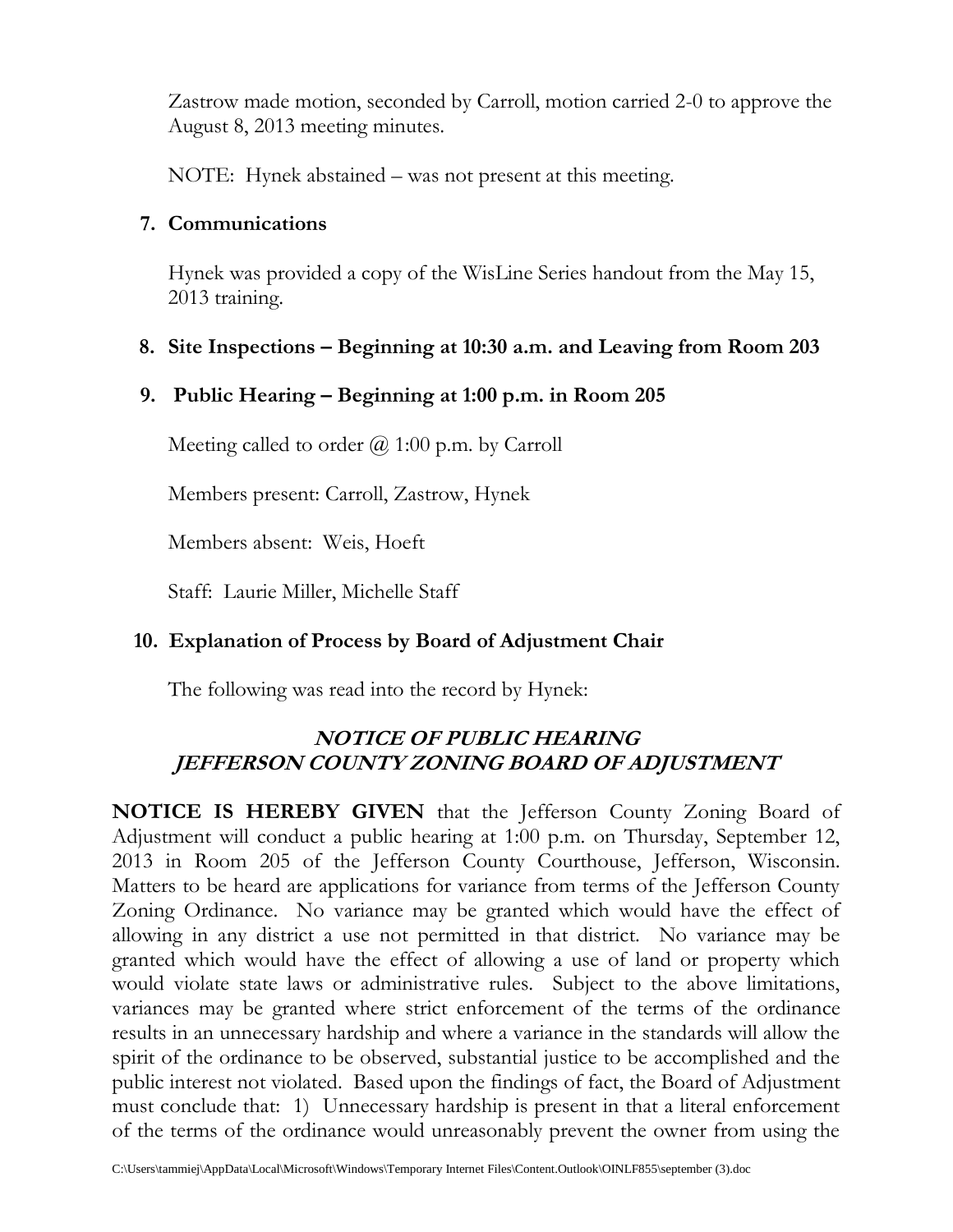Zastrow made motion, seconded by Carroll, motion carried 2-0 to approve the August 8, 2013 meeting minutes.

NOTE: Hynek abstained – was not present at this meeting.

**7. Communications**

Hynek was provided a copy of the WisLine Series handout from the May 15, 2013 training.

**8. Site Inspections – Beginning at 10:30 a.m. and Leaving from Room 203**

**9. Public Hearing – Beginning at 1:00 p.m. in Room 205**

Meeting called to order @ 1:00 p.m. by Carroll

Members present: Carroll, Zastrow, Hynek

Members absent: Weis, Hoeft

Staff: Laurie Miller, Michelle Staff

**10. Explanation of Process by Board of Adjustment Chair**

The following was read into the record by Hynek:

***NOTICE OF PUBLIC HEARING***
***JEFFERSON COUNTY ZONING BOARD OF ADJUSTMENT***

**NOTICE IS HEREBY GIVEN** that the Jefferson County Zoning Board of Adjustment will conduct a public hearing at 1:00 p.m. on Thursday, September 12, 2013 in Room 205 of the Jefferson County Courthouse, Jefferson, Wisconsin. Matters to be heard are applications for variance from terms of the Jefferson County Zoning Ordinance. No variance may be granted which would have the effect of allowing in any district a use not permitted in that district. No variance may be granted which would have the effect of allowing a use of land or property which would violate state laws or administrative rules. Subject to the above limitations, variances may be granted where strict enforcement of the terms of the ordinance results in an unnecessary hardship and where a variance in the standards will allow the spirit of the ordinance to be observed, substantial justice to be accomplished and the public interest not violated. Based upon the findings of fact, the Board of Adjustment must conclude that: 1) Unnecessary hardship is present in that a literal enforcement of the terms of the ordinance would unreasonably prevent the owner from using the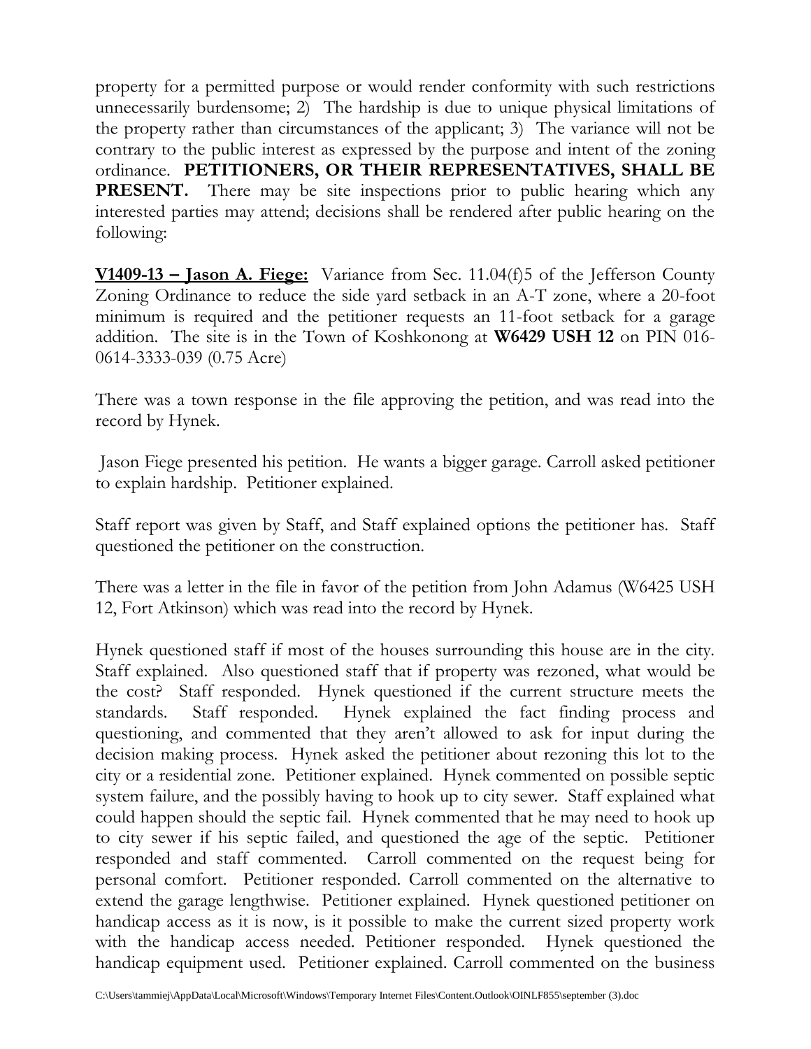property for a permitted purpose or would render conformity with such restrictions unnecessarily burdensome; 2) The hardship is due to unique physical limitations of the property rather than circumstances of the applicant; 3) The variance will not be contrary to the public interest as expressed by the purpose and intent of the zoning ordinance. **PETITIONERS, OR THEIR REPRESENTATIVES, SHALL BE PRESENT.** There may be site inspections prior to public hearing which any interested parties may attend; decisions shall be rendered after public hearing on the following:

**V1409-13 – Jason A. Fiege:** Variance from Sec. 11.04(f)5 of the Jefferson County Zoning Ordinance to reduce the side yard setback in an A-T zone, where a 20-foot minimum is required and the petitioner requests an 11-foot setback for a garage addition. The site is in the Town of Koshkonong at **W6429 USH 12** on PIN 016-0614-3333-039 (0.75 Acre)

There was a town response in the file approving the petition, and was read into the record by Hynek.

Jason Fiege presented his petition. He wants a bigger garage. Carroll asked petitioner to explain hardship. Petitioner explained.

Staff report was given by Staff, and Staff explained options the petitioner has. Staff questioned the petitioner on the construction.

There was a letter in the file in favor of the petition from John Adamus (W6425 USH 12, Fort Atkinson) which was read into the record by Hynek.

Hynek questioned staff if most of the houses surrounding this house are in the city. Staff explained. Also questioned staff that if property was rezoned, what would be the cost? Staff responded. Hynek questioned if the current structure meets the standards. Staff responded. Hynek explained the fact finding process and questioning, and commented that they aren't allowed to ask for input during the decision making process. Hynek asked the petitioner about rezoning this lot to the city or a residential zone. Petitioner explained. Hynek commented on possible septic system failure, and the possibly having to hook up to city sewer. Staff explained what could happen should the septic fail. Hynek commented that he may need to hook up to city sewer if his septic failed, and questioned the age of the septic. Petitioner responded and staff commented. Carroll commented on the request being for personal comfort. Petitioner responded. Carroll commented on the alternative to extend the garage lengthwise. Petitioner explained. Hynek questioned petitioner on handicap access as it is now, is it possible to make the current sized property work with the handicap access needed. Petitioner responded. Hynek questioned the handicap equipment used. Petitioner explained. Carroll commented on the business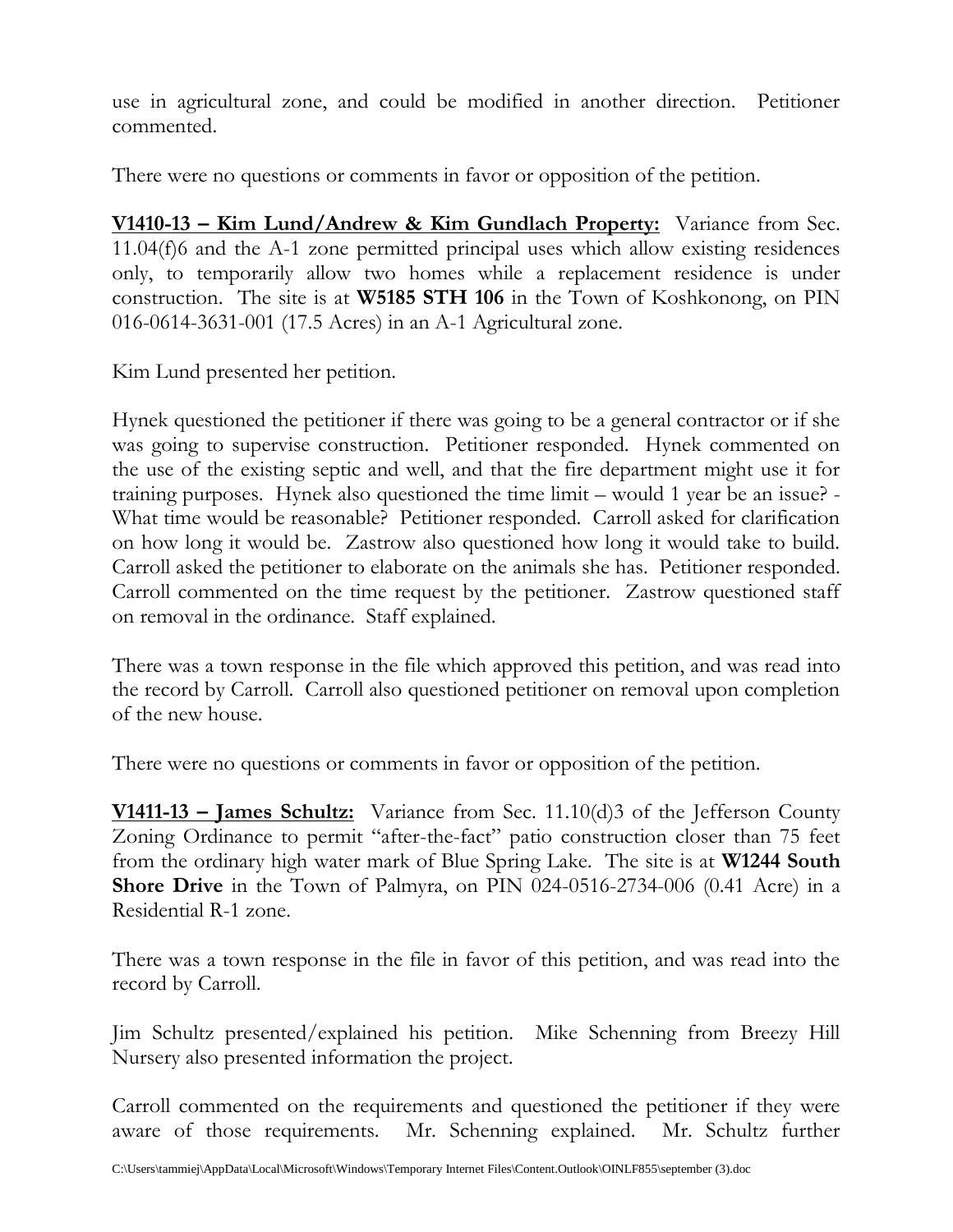use in agricultural zone, and could be modified in another direction. Petitioner commented.

There were no questions or comments in favor or opposition of the petition.

**<u>V1410-13 – Kim Lund/Andrew & Kim Gundlach Property:</u>** Variance from Sec. 11.04(f)6 and the A-1 zone permitted principal uses which allow existing residences only, to temporarily allow two homes while a replacement residence is under construction. The site is at **W5185 STH 106** in the Town of Koshkonong, on PIN 016-0614-3631-001 (17.5 Acres) in an A-1 Agricultural zone.

Kim Lund presented her petition.

Hynek questioned the petitioner if there was going to be a general contractor or if she was going to supervise construction. Petitioner responded. Hynek commented on the use of the existing septic and well, and that the fire department might use it for training purposes. Hynek also questioned the time limit – would 1 year be an issue? - What time would be reasonable? Petitioner responded. Carroll asked for clarification on how long it would be. Zastrow also questioned how long it would take to build. Carroll asked the petitioner to elaborate on the animals she has. Petitioner responded. Carroll commented on the time request by the petitioner. Zastrow questioned staff on removal in the ordinance. Staff explained.

There was a town response in the file which approved this petition, and was read into the record by Carroll. Carroll also questioned petitioner on removal upon completion of the new house.

There were no questions or comments in favor or opposition of the petition.

**<u>V1411-13 – James Schultz:</u>** Variance from Sec. 11.10(d)3 of the Jefferson County Zoning Ordinance to permit "after-the-fact" patio construction closer than 75 feet from the ordinary high water mark of Blue Spring Lake. The site is at **W1244 South Shore Drive** in the Town of Palmyra, on PIN 024-0516-2734-006 (0.41 Acre) in a Residential R-1 zone.

There was a town response in the file in favor of this petition, and was read into the record by Carroll.

Jim Schultz presented/explained his petition. Mike Schenning from Breezy Hill Nursery also presented information the project.

Carroll commented on the requirements and questioned the petitioner if they were aware of those requirements. Mr. Schenning explained. Mr. Schultz further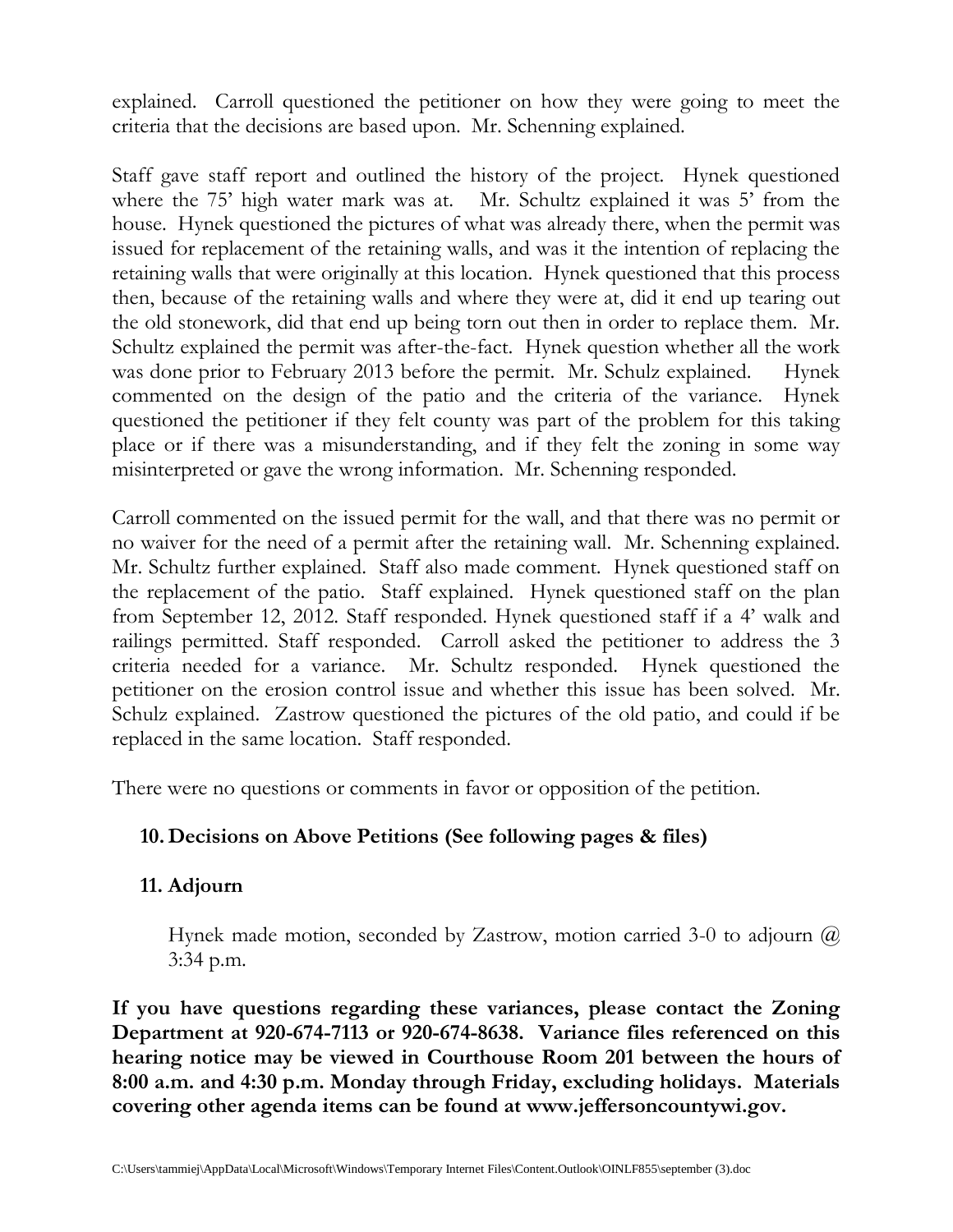explained. Carroll questioned the petitioner on how they were going to meet the criteria that the decisions are based upon. Mr. Schenning explained.

Staff gave staff report and outlined the history of the project. Hynek questioned where the 75' high water mark was at. Mr. Schultz explained it was 5' from the house. Hynek questioned the pictures of what was already there, when the permit was issued for replacement of the retaining walls, and was it the intention of replacing the retaining walls that were originally at this location. Hynek questioned that this process then, because of the retaining walls and where they were at, did it end up tearing out the old stonework, did that end up being torn out then in order to replace them. Mr. Schultz explained the permit was after-the-fact. Hynek question whether all the work was done prior to February 2013 before the permit. Mr. Schulz explained. Hynek commented on the design of the patio and the criteria of the variance. Hynek questioned the petitioner if they felt county was part of the problem for this taking place or if there was a misunderstanding, and if they felt the zoning in some way misinterpreted or gave the wrong information. Mr. Schenning responded.

Carroll commented on the issued permit for the wall, and that there was no permit or no waiver for the need of a permit after the retaining wall. Mr. Schenning explained. Mr. Schultz further explained. Staff also made comment. Hynek questioned staff on the replacement of the patio. Staff explained. Hynek questioned staff on the plan from September 12, 2012. Staff responded. Hynek questioned staff if a 4' walk and railings permitted. Staff responded. Carroll asked the petitioner to address the 3 criteria needed for a variance. Mr. Schultz responded. Hynek questioned the petitioner on the erosion control issue and whether this issue has been solved. Mr. Schulz explained. Zastrow questioned the pictures of the old patio, and could if be replaced in the same location. Staff responded.

There were no questions or comments in favor or opposition of the petition.

**10. Decisions on Above Petitions (See following pages & files)**

**11. Adjourn**

Hynek made motion, seconded by Zastrow, motion carried 3-0 to adjourn @ 3:34 p.m.

**If you have questions regarding these variances, please contact the Zoning Department at 920-674-7113 or 920-674-8638. Variance files referenced on this hearing notice may be viewed in Courthouse Room 201 between the hours of 8:00 a.m. and 4:30 p.m. Monday through Friday, excluding holidays. Materials covering other agenda items can be found at www.jeffersoncountywi.gov.**

C:\Users\tammiej\AppData\Local\Microsoft\Windows\Temporary Internet Files\Content.Outlook\OINLF855\september (3).doc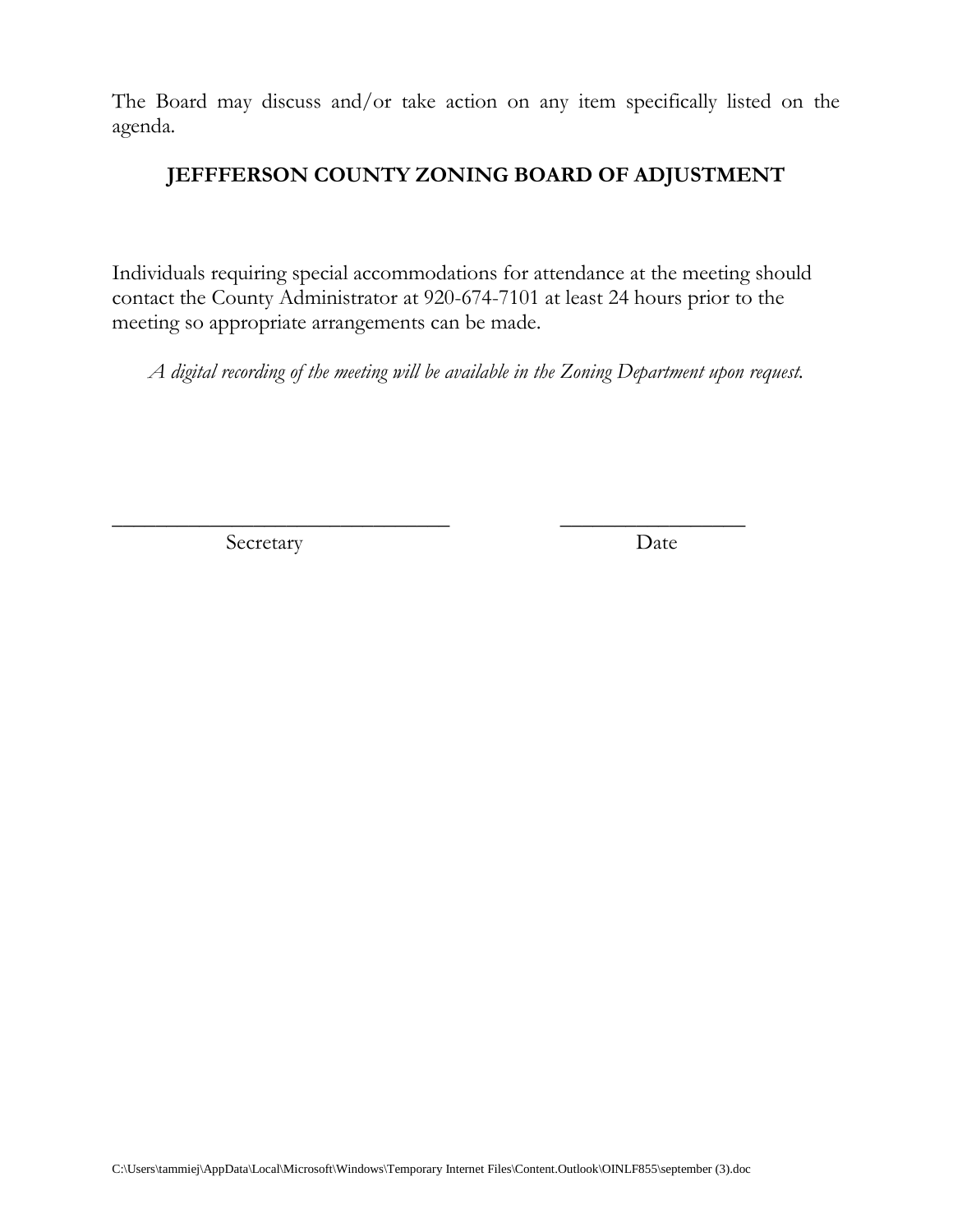The Board may discuss and/or take action on any item specifically listed on the agenda.

**JEFFFERSON COUNTY ZONING BOARD OF ADJUSTMENT**

Individuals requiring special accommodations for attendance at the meeting should contact the County Administrator at 920-674-7101 at least 24 hours prior to the meeting so appropriate arrangements can be made.

*A digital recording of the meeting will be available in the Zoning Department upon request.*

\_\_\_\_\_\_\_\_\_\_\_\_\_\_\_\_\_\_\_\_\_\_\_\_\_\_\_\_\_\_ \_\_\_\_\_\_\_\_\_\_\_\_\_\_\_\_\_\_

Secretary Date

C:\Users\tammiej\AppData\Local\Microsoft\Windows\Temporary Internet Files\Content.Outlook\OINLF855\september (3).doc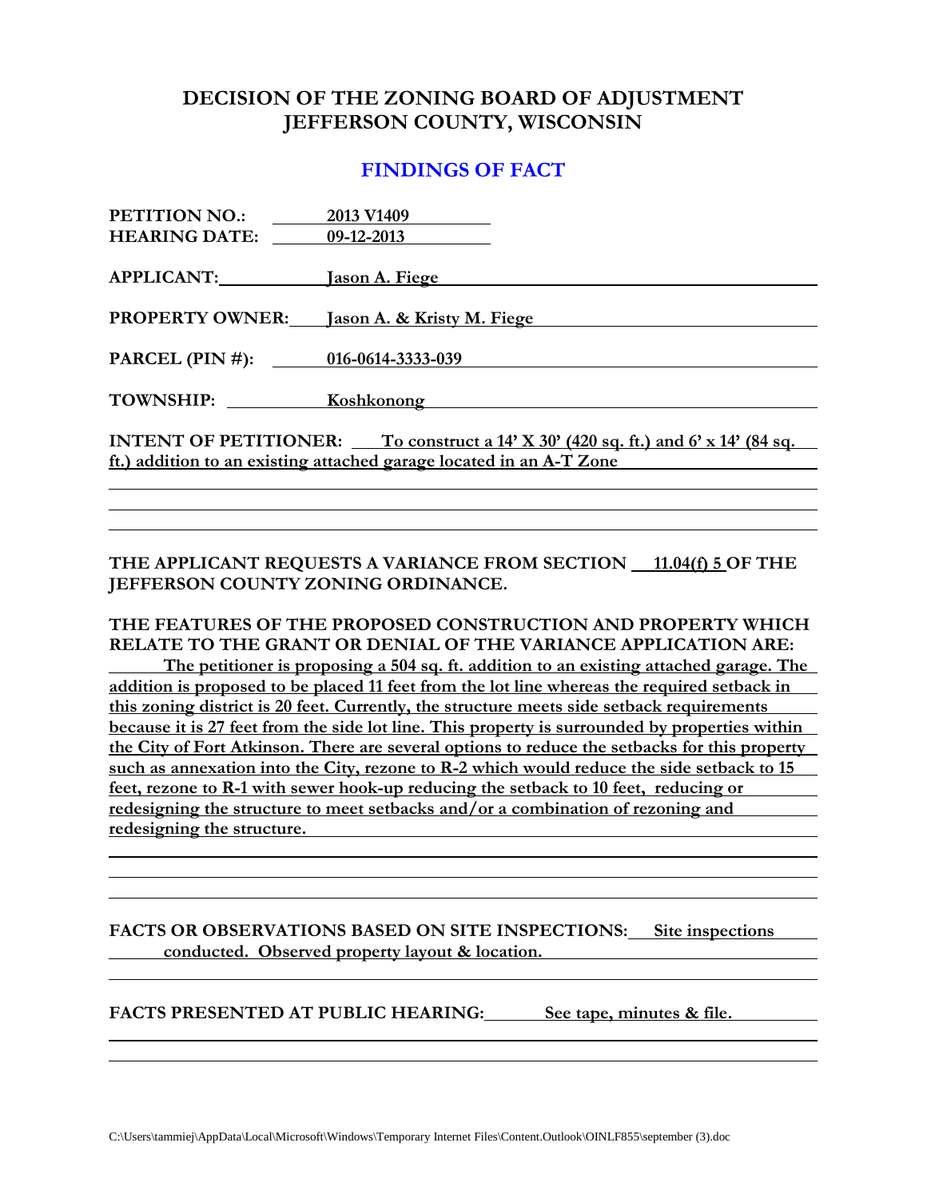# DECISION OF THE ZONING BOARD OF ADJUSTMENT JEFFERSON COUNTY, WISCONSIN

## FINDINGS OF FACT

**PETITION NO.:** 2013 V1409
**HEARING DATE:** 09-12-2013

**APPLICANT:** Jason A. Fiege

**PROPERTY OWNER:** Jason A. & Kristy M. Fiege

**PARCEL (PIN #):** 016-0614-3333-039

**TOWNSHIP:** Koshkonong

**INTENT OF PETITIONER:** To construct a 14' X 30' (420 sq. ft.) and 6' x 14' (84 sq. ft.) addition to an existing attached garage located in an A-T Zone

**THE APPLICANT REQUESTS A VARIANCE FROM SECTION 11.04(f) 5 OF THE JEFFERSON COUNTY ZONING ORDINANCE.**

**THE FEATURES OF THE PROPOSED CONSTRUCTION AND PROPERTY WHICH RELATE TO THE GRANT OR DENIAL OF THE VARIANCE APPLICATION ARE:**

**The petitioner is proposing a 504 sq. ft. addition to an existing attached garage. The addition is proposed to be placed 11 feet from the lot line whereas the required setback in this zoning district is 20 feet. Currently, the structure meets side setback requirements because it is 27 feet from the side lot line. This property is surrounded by properties within the City of Fort Atkinson. There are several options to reduce the setbacks for this property such as annexation into the City, rezone to R-2 which would reduce the side setback to 15 feet, rezone to R-1 with sewer hook-up reducing the setback to 10 feet, reducing or redesigning the structure to meet setbacks and/or a combination of rezoning and redesigning the structure.**

**FACTS OR OBSERVATIONS BASED ON SITE INSPECTIONS:** Site inspections conducted. Observed property layout & location.

**FACTS PRESENTED AT PUBLIC HEARING:** See tape, minutes & file.

C:\Users\tammiej\AppData\Local\Microsoft\Windows\Temporary Internet Files\Content.Outlook\OINLF855\september (3).doc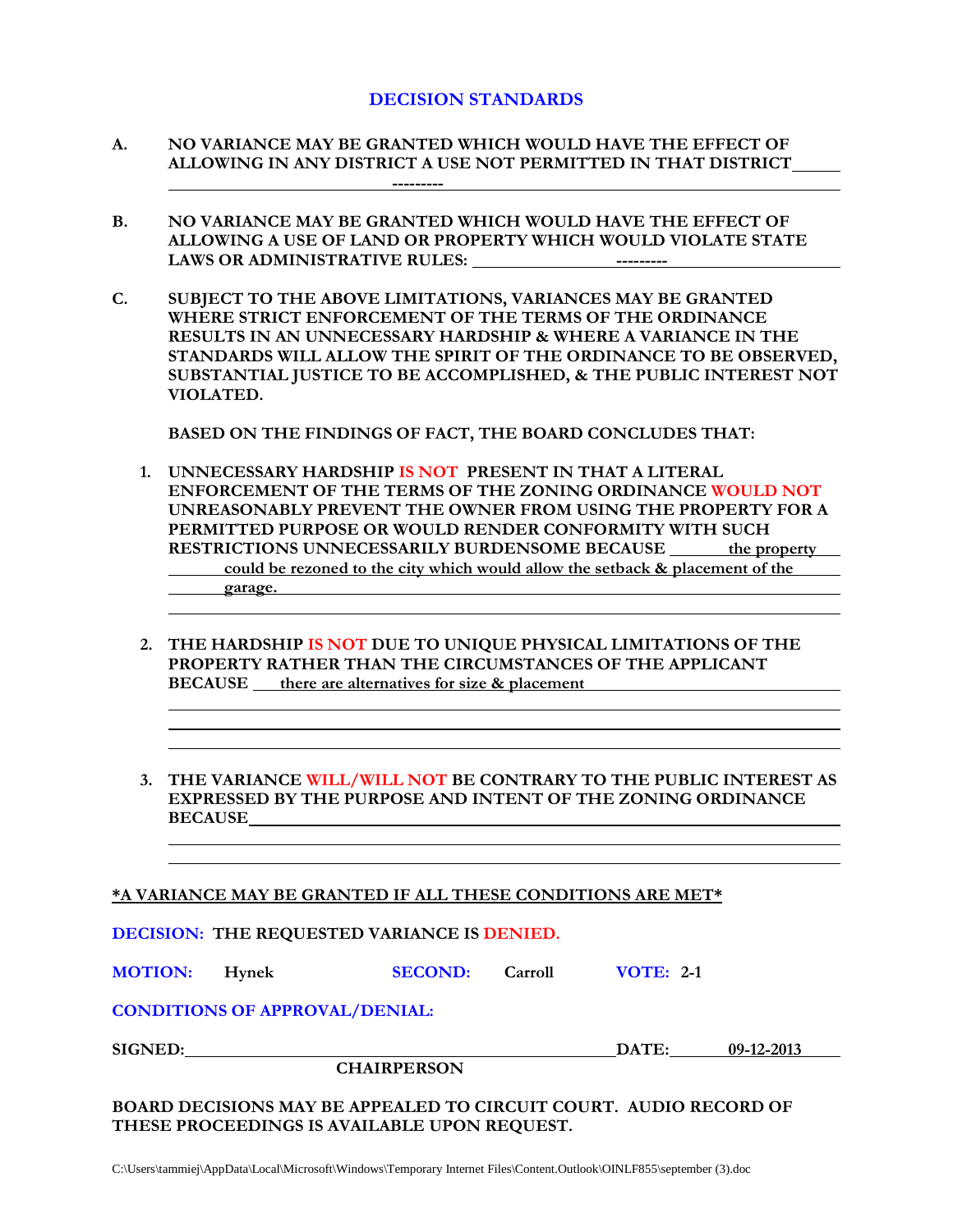## DECISION STANDARDS

**A. NO VARIANCE MAY BE GRANTED WHICH WOULD HAVE THE EFFECT OF ALLOWING IN ANY DISTRICT A USE NOT PERMITTED IN THAT DISTRICT** ---------

**B. NO VARIANCE MAY BE GRANTED WHICH WOULD HAVE THE EFFECT OF ALLOWING A USE OF LAND OR PROPERTY WHICH WOULD VIOLATE STATE LAWS OR ADMINISTRATIVE RULES:** ---------

**C. SUBJECT TO THE ABOVE LIMITATIONS, VARIANCES MAY BE GRANTED WHERE STRICT ENFORCEMENT OF THE TERMS OF THE ORDINANCE RESULTS IN AN UNNECESSARY HARDSHIP & WHERE A VARIANCE IN THE STANDARDS WILL ALLOW THE SPIRIT OF THE ORDINANCE TO BE OBSERVED, SUBSTANTIAL JUSTICE TO BE ACCOMPLISHED, & THE PUBLIC INTEREST NOT VIOLATED.**

**BASED ON THE FINDINGS OF FACT, THE BOARD CONCLUDES THAT:**

1. **UNNECESSARY HARDSHIP IS NOT PRESENT IN THAT A LITERAL ENFORCEMENT OF THE TERMS OF THE ZONING ORDINANCE WOULD NOT UNREASONABLY PREVENT THE OWNER FROM USING THE PROPERTY FOR A PERMITTED PURPOSE OR WOULD RENDER CONFORMITY WITH SUCH RESTRICTIONS UNNECESSARILY BURDENSOME BECAUSE** the property could be rezoned to the city which would allow the setback & placement of the garage.

2. **THE HARDSHIP IS NOT DUE TO UNIQUE PHYSICAL LIMITATIONS OF THE PROPERTY RATHER THAN THE CIRCUMSTANCES OF THE APPLICANT BECAUSE** there are alternatives for size & placement

3. **THE VARIANCE WILL/WILL NOT BE CONTRARY TO THE PUBLIC INTEREST AS EXPRESSED BY THE PURPOSE AND INTENT OF THE ZONING ORDINANCE BECAUSE**

**\*A VARIANCE MAY BE GRANTED IF ALL THESE CONDITIONS ARE MET\***

**DECISION: THE REQUESTED VARIANCE IS DENIED.**

**MOTION:** Hynek **SECOND:** Carroll **VOTE:** 2-1

**CONDITIONS OF APPROVAL/DENIAL:**

**SIGNED:** ______________________ **DATE:** 09-12-2013
**CHAIRPERSON**

**BOARD DECISIONS MAY BE APPEALED TO CIRCUIT COURT. AUDIO RECORD OF THESE PROCEEDINGS IS AVAILABLE UPON REQUEST.**

C:\Users\tammiej\AppData\Local\Microsoft\Windows\Temporary Internet Files\Content.Outlook\OINLF855\september (3).doc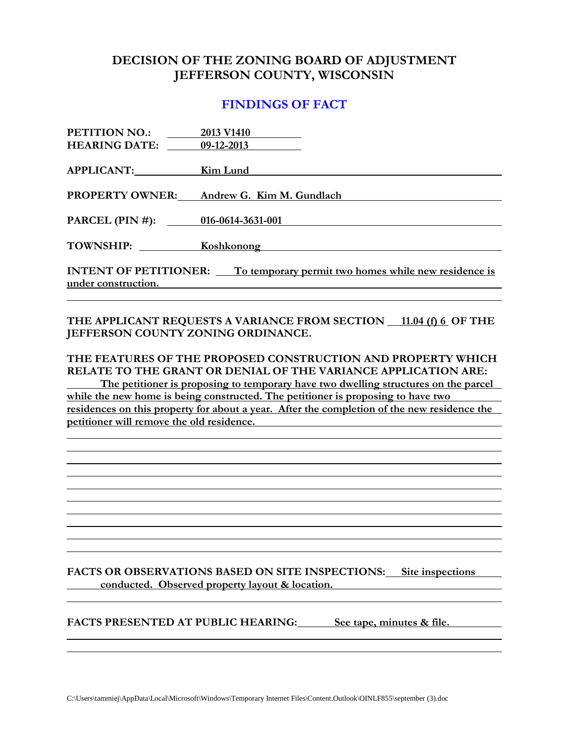# DECISION OF THE ZONING BOARD OF ADJUSTMENT
# JEFFERSON COUNTY, WISCONSIN

## FINDINGS OF FACT

**PETITION NO.:** 2013 V1410
**HEARING DATE:** 09-12-2013

**APPLICANT:** Kim Lund

**PROPERTY OWNER:** Andrew G. Kim M. Gundlach

**PARCEL (PIN #):** 016-0614-3631-001

**TOWNSHIP:** Koshkonong

**INTENT OF PETITIONER:** To temporary permit two homes while new residence is under construction.

**THE APPLICANT REQUESTS A VARIANCE FROM SECTION** 11.04 (f) 6 **OF THE JEFFERSON COUNTY ZONING ORDINANCE.**

**THE FEATURES OF THE PROPOSED CONSTRUCTION AND PROPERTY WHICH RELATE TO THE GRANT OR DENIAL OF THE VARIANCE APPLICATION ARE:**

The petitioner is proposing to temporary have two dwelling structures on the parcel while the new home is being constructed. The petitioner is proposing to have two residences on this property for about a year. After the completion of the new residence the petitioner will remove the old residence.

**FACTS OR OBSERVATIONS BASED ON SITE INSPECTIONS:** Site inspections conducted. Observed property layout & location.

**FACTS PRESENTED AT PUBLIC HEARING:** See tape, minutes & file.

C:\Users\tammiej\AppData\Local\Microsoft\Windows\Temporary Internet Files\Content.Outlook\OINLF855\september (3).doc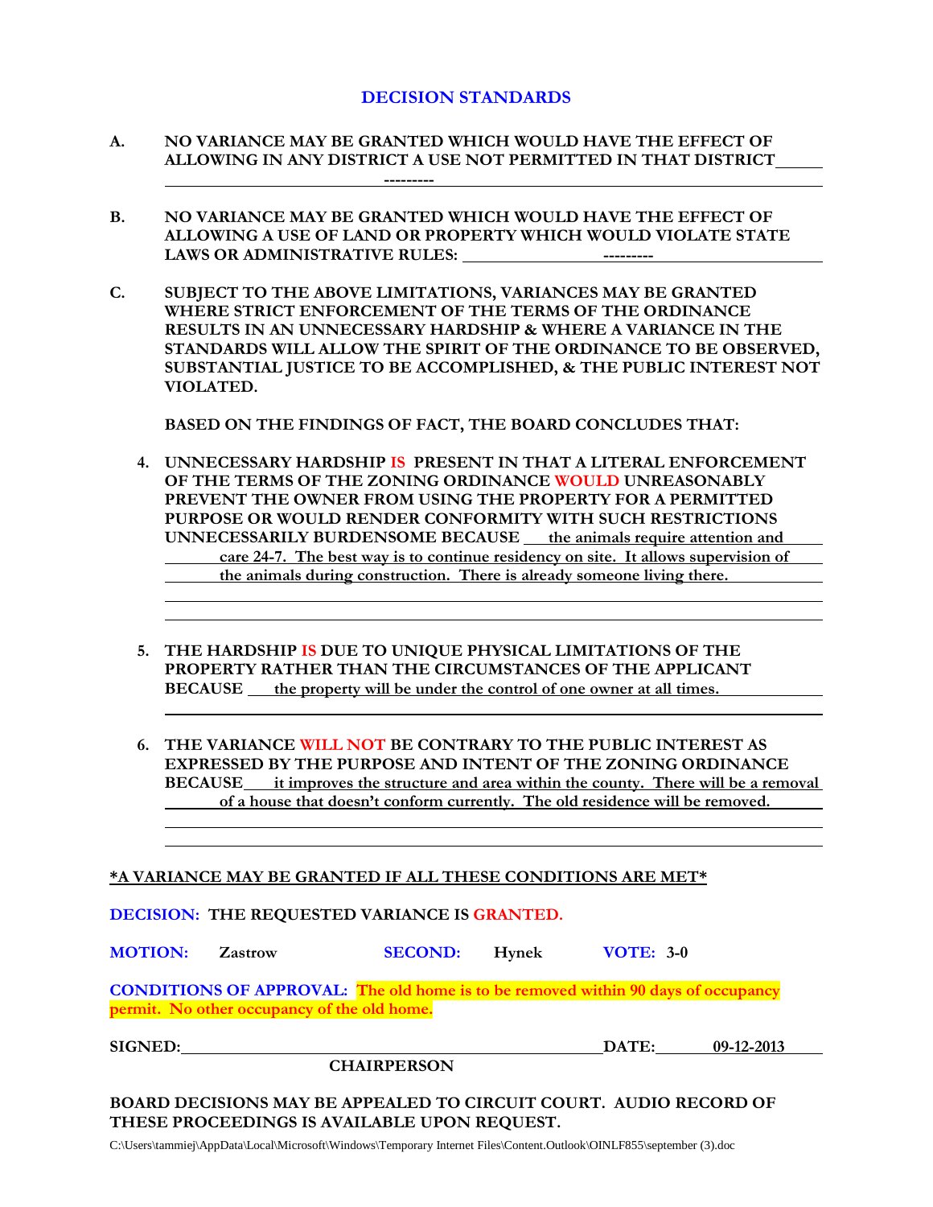## DECISION STANDARDS

**A. NO VARIANCE MAY BE GRANTED WHICH WOULD HAVE THE EFFECT OF ALLOWING IN ANY DISTRICT A USE NOT PERMITTED IN THAT DISTRICT** ---------

**B. NO VARIANCE MAY BE GRANTED WHICH WOULD HAVE THE EFFECT OF ALLOWING A USE OF LAND OR PROPERTY WHICH WOULD VIOLATE STATE LAWS OR ADMINISTRATIVE RULES:** ---------

**C. SUBJECT TO THE ABOVE LIMITATIONS, VARIANCES MAY BE GRANTED WHERE STRICT ENFORCEMENT OF THE TERMS OF THE ORDINANCE RESULTS IN AN UNNECESSARY HARDSHIP & WHERE A VARIANCE IN THE STANDARDS WILL ALLOW THE SPIRIT OF THE ORDINANCE TO BE OBSERVED, SUBSTANTIAL JUSTICE TO BE ACCOMPLISHED, & THE PUBLIC INTEREST NOT VIOLATED.**

**BASED ON THE FINDINGS OF FACT, THE BOARD CONCLUDES THAT:**

4. **UNNECESSARY HARDSHIP IS PRESENT IN THAT A LITERAL ENFORCEMENT OF THE TERMS OF THE ZONING ORDINANCE WOULD UNREASONABLY PREVENT THE OWNER FROM USING THE PROPERTY FOR A PERMITTED PURPOSE OR WOULD RENDER CONFORMITY WITH SUCH RESTRICTIONS UNNECESSARILY BURDENSOME BECAUSE** the animals require attention and care 24-7. The best way is to continue residency on site. It allows supervision of the animals during construction. There is already someone living there.

5. **THE HARDSHIP IS DUE TO UNIQUE PHYSICAL LIMITATIONS OF THE PROPERTY RATHER THAN THE CIRCUMSTANCES OF THE APPLICANT BECAUSE** the property will be under the control of one owner at all times.

6. **THE VARIANCE WILL NOT BE CONTRARY TO THE PUBLIC INTEREST AS EXPRESSED BY THE PURPOSE AND INTENT OF THE ZONING ORDINANCE BECAUSE** it improves the structure and area within the county. There will be a removal of a house that doesn't conform currently. The old residence will be removed.

***A VARIANCE MAY BE GRANTED IF ALL THESE CONDITIONS ARE MET***

**DECISION: THE REQUESTED VARIANCE IS GRANTED.**

**MOTION:** Zastrow **SECOND:** Hynek **VOTE:** 3-0

**CONDITIONS OF APPROVAL:** **The old home is to be removed within 90 days of occupancy permit. No other occupancy of the old home.**

**SIGNED:** ______________________ **DATE:** 09-12-2013

**CHAIRPERSON**

**BOARD DECISIONS MAY BE APPEALED TO CIRCUIT COURT. AUDIO RECORD OF THESE PROCEEDINGS IS AVAILABLE UPON REQUEST.**

C:\Users\tammiej\AppData\Local\Microsoft\Windows\Temporary Internet Files\Content.Outlook\OINLF855\september (3).doc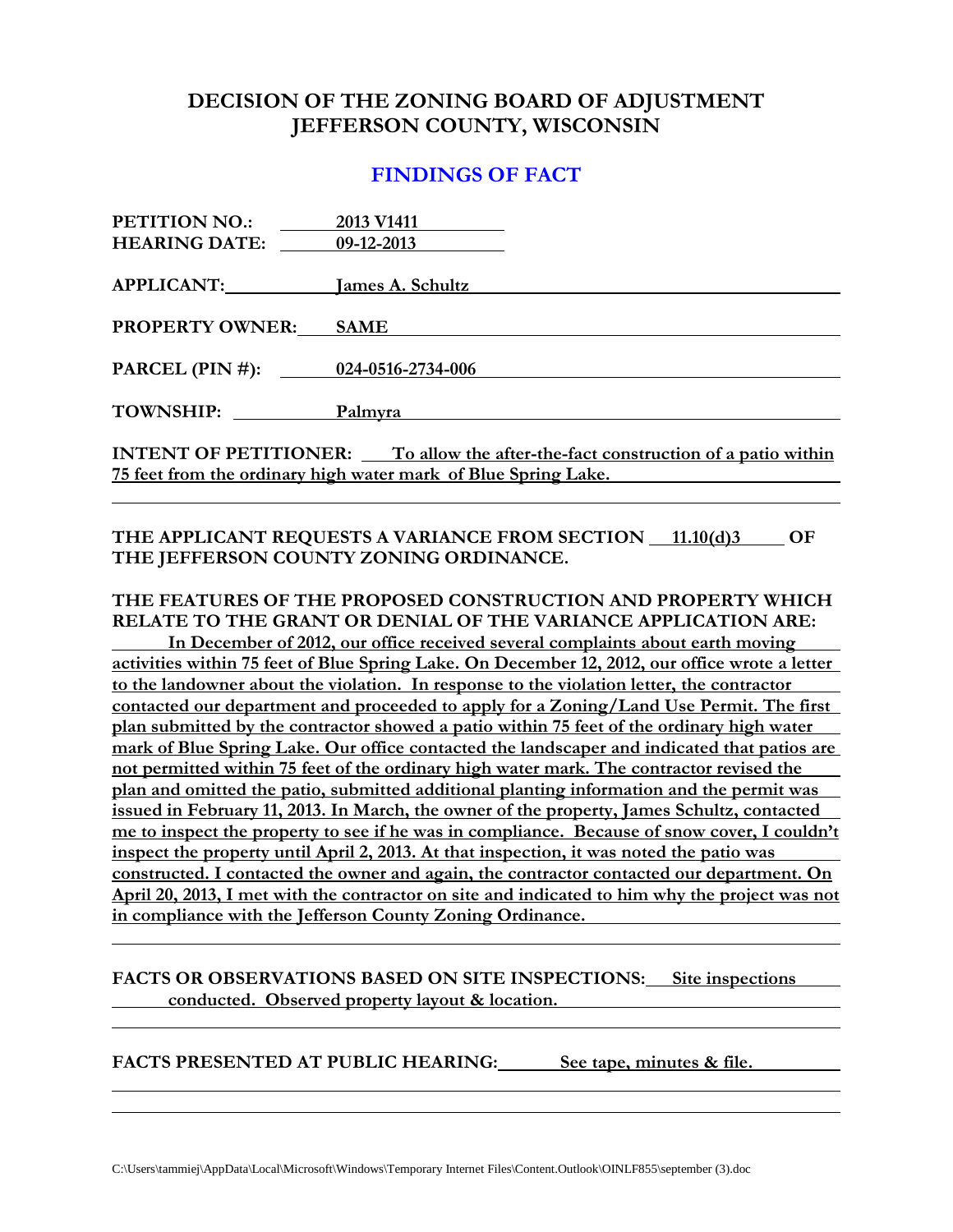# DECISION OF THE ZONING BOARD OF ADJUSTMENT
# JEFFERSON COUNTY, WISCONSIN

## FINDINGS OF FACT

**PETITION NO.:** 2013 V1411
**HEARING DATE:** 09-12-2013

**APPLICANT:** James A. Schultz

**PROPERTY OWNER:** SAME

**PARCEL (PIN #):** 024-0516-2734-006

**TOWNSHIP:** Palmyra

**INTENT OF PETITIONER:** To allow the after-the-fact construction of a patio within 75 feet from the ordinary high water mark of Blue Spring Lake.

**THE APPLICANT REQUESTS A VARIANCE FROM SECTION 11.10(d)3 OF THE JEFFERSON COUNTY ZONING ORDINANCE.**

**THE FEATURES OF THE PROPOSED CONSTRUCTION AND PROPERTY WHICH RELATE TO THE GRANT OR DENIAL OF THE VARIANCE APPLICATION ARE:**

In December of 2012, our office received several complaints about earth moving activities within 75 feet of Blue Spring Lake. On December 12, 2012, our office wrote a letter to the landowner about the violation. In response to the violation letter, the contractor contacted our department and proceeded to apply for a Zoning/Land Use Permit. The first plan submitted by the contractor showed a patio within 75 feet of the ordinary high water mark of Blue Spring Lake. Our office contacted the landscaper and indicated that patios are not permitted within 75 feet of the ordinary high water mark. The contractor revised the plan and omitted the patio, submitted additional planting information and the permit was issued in February 11, 2013. In March, the owner of the property, James Schultz, contacted me to inspect the property to see if he was in compliance. Because of snow cover, I couldn't inspect the property until April 2, 2013. At that inspection, it was noted the patio was constructed. I contacted the owner and again, the contractor contacted our department. On April 20, 2013, I met with the contractor on site and indicated to him why the project was not in compliance with the Jefferson County Zoning Ordinance.

**FACTS OR OBSERVATIONS BASED ON SITE INSPECTIONS:** Site inspections conducted. Observed property layout & location.

**FACTS PRESENTED AT PUBLIC HEARING:** See tape, minutes & file.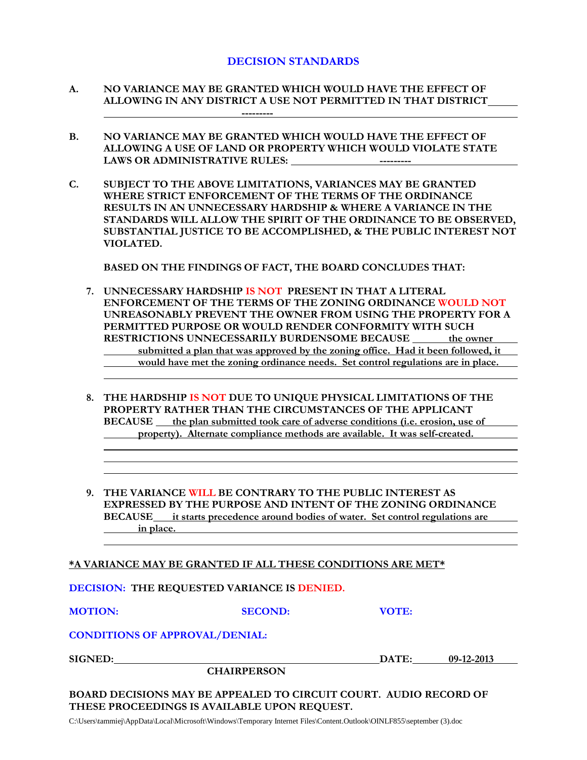# DECISION STANDARDS

**A. NO VARIANCE MAY BE GRANTED WHICH WOULD HAVE THE EFFECT OF ALLOWING IN ANY DISTRICT A USE NOT PERMITTED IN THAT DISTRICT**

---------

**B. NO VARIANCE MAY BE GRANTED WHICH WOULD HAVE THE EFFECT OF ALLOWING A USE OF LAND OR PROPERTY WHICH WOULD VIOLATE STATE LAWS OR ADMINISTRATIVE RULES:** ---------

**C. SUBJECT TO THE ABOVE LIMITATIONS, VARIANCES MAY BE GRANTED WHERE STRICT ENFORCEMENT OF THE TERMS OF THE ORDINANCE RESULTS IN AN UNNECESSARY HARDSHIP & WHERE A VARIANCE IN THE STANDARDS WILL ALLOW THE SPIRIT OF THE ORDINANCE TO BE OBSERVED, SUBSTANTIAL JUSTICE TO BE ACCOMPLISHED, & THE PUBLIC INTEREST NOT VIOLATED.**

**BASED ON THE FINDINGS OF FACT, THE BOARD CONCLUDES THAT:**

7. **UNNECESSARY HARDSHIP IS NOT PRESENT IN THAT A LITERAL ENFORCEMENT OF THE TERMS OF THE ZONING ORDINANCE WOULD NOT UNREASONABLY PREVENT THE OWNER FROM USING THE PROPERTY FOR A PERMITTED PURPOSE OR WOULD RENDER CONFORMITY WITH SUCH RESTRICTIONS UNNECESSARILY BURDENSOME BECAUSE** the owner submitted a plan that was approved by the zoning office. Had it been followed, it would have met the zoning ordinance needs. Set control regulations are in place.

8. **THE HARDSHIP IS NOT DUE TO UNIQUE PHYSICAL LIMITATIONS OF THE PROPERTY RATHER THAN THE CIRCUMSTANCES OF THE APPLICANT BECAUSE** the plan submitted took care of adverse conditions (i.e. erosion, use of property). Alternate compliance methods are available. It was self-created.

9. **THE VARIANCE WILL BE CONTRARY TO THE PUBLIC INTEREST AS EXPRESSED BY THE PURPOSE AND INTENT OF THE ZONING ORDINANCE BECAUSE** it starts precedence around bodies of water. Set control regulations are in place.

**\*A VARIANCE MAY BE GRANTED IF ALL THESE CONDITIONS ARE MET\***

**DECISION: THE REQUESTED VARIANCE IS DENIED.**

**MOTION:** **SECOND:** **VOTE:**

**CONDITIONS OF APPROVAL/DENIAL:**

**SIGNED:** ______________________________ **DATE:** 09-12-2013

**CHAIRPERSON**

**BOARD DECISIONS MAY BE APPEALED TO CIRCUIT COURT. AUDIO RECORD OF THESE PROCEEDINGS IS AVAILABLE UPON REQUEST.**

C:\Users\tammiej\AppData\Local\Microsoft\Windows\Temporary Internet Files\Content.Outlook\OINLF855\september (3).doc